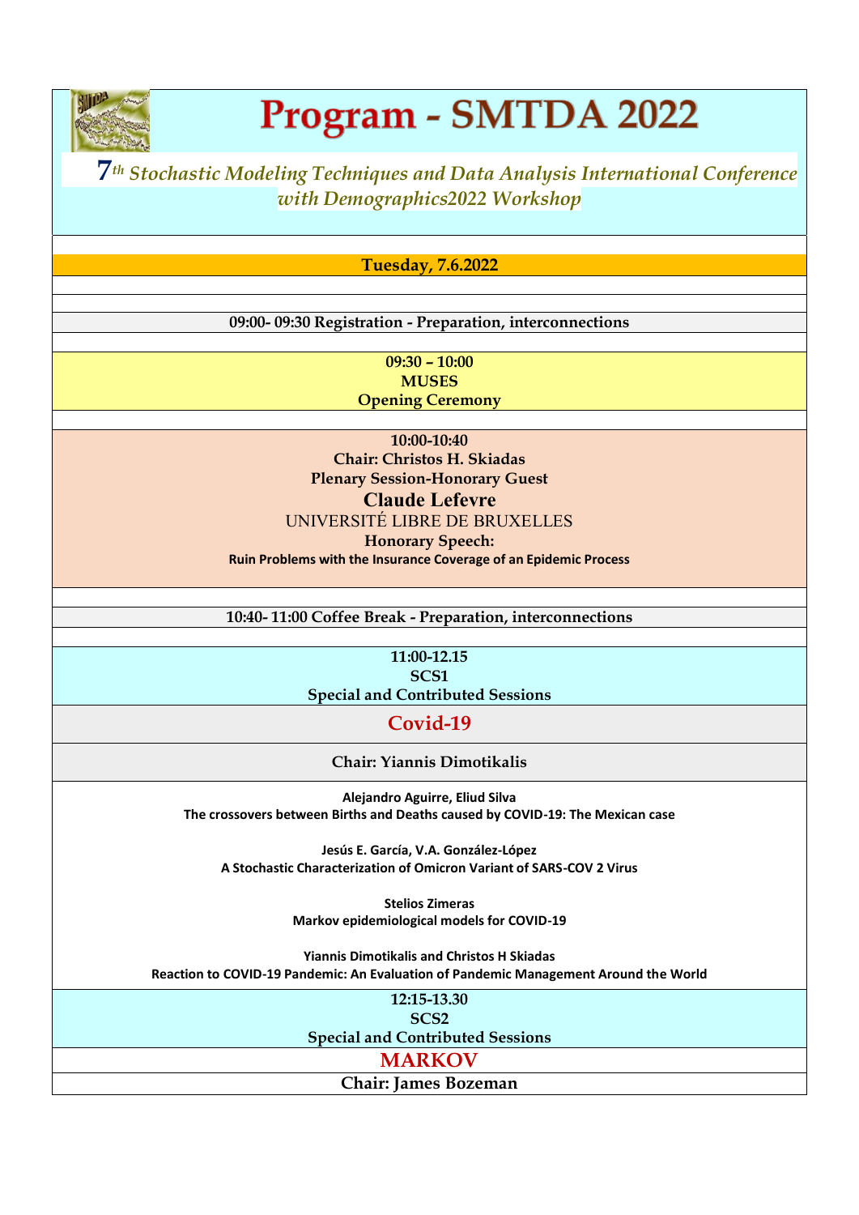# Program - SMTDA 2022

*7th Stochastic Modeling Techniques and Data Analysis International Conference with Demographics2022 Workshop*

**Tuesday, 7.6.2022**

**09:00- 09:30 Registration - Preparation, interconnections**

**09:30 – 10:00**
**MUSES**
**Opening Ceremony**

**10:00-10:40**
**Chair: Christos H. Skiadas**
**Plenary Session-Honorary Guest**
**Claude Lefevre**
UNIVERSITÉ LIBRE DE BRUXELLES
**Honorary Speech:**
**Ruin Problems with the Insurance Coverage of an Epidemic Process**

**10:40- 11:00 Coffee Break - Preparation, interconnections**

**11:00-12.15**
**SCS1**
**Special and Contributed Sessions**

## Covid-19

**Chair: Yiannis Dimotikalis**

**Alejandro Aguirre, Eliud Silva**
**The crossovers between Births and Deaths caused by COVID-19: The Mexican case**

**Jesús E. García, V.A. González-López**
**A Stochastic Characterization of Omicron Variant of SARS-COV 2 Virus**

**Stelios Zimeras**
**Markov epidemiological models for COVID-19**

**Yiannis Dimotikalis and Christos H Skiadas**
**Reaction to COVID-19 Pandemic: An Evaluation of Pandemic Management Around the World**

**12:15-13.30**
**SCS2**
**Special and Contributed Sessions**

## MARKOV

**Chair: James Bozeman**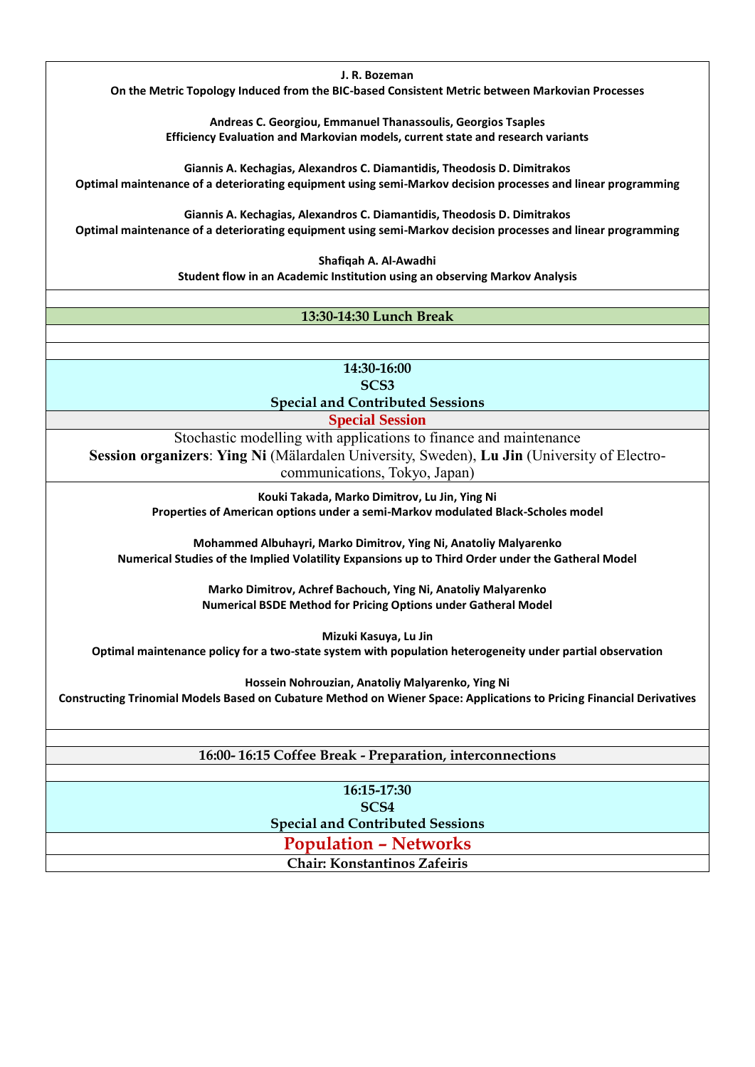**J. R. Bozeman**
**On the Metric Topology Induced from the BIC-based Consistent Metric between Markovian Processes**

**Andreas C. Georgiou, Emmanuel Thanassoulis, Georgios Tsaples**
**Efficiency Evaluation and Markovian models, current state and research variants**

**Giannis A. Kechagias, Alexandros C. Diamantidis, Theodosis D. Dimitrakos**
**Optimal maintenance of a deteriorating equipment using semi-Markov decision processes and linear programming**

**Giannis A. Kechagias, Alexandros C. Diamantidis, Theodosis D. Dimitrakos**
**Optimal maintenance of a deteriorating equipment using semi-Markov decision processes and linear programming**

**Shafiqah A. Al-Awadhi**
**Student flow in an Academic Institution using an observing Markov Analysis**

**13:30-14:30 Lunch Break**

**14:30-16:00**
**SCS3**
**Special and Contributed Sessions**

**Special Session**

Stochastic modelling with applications to finance and maintenance
**Session organizers**: **Ying Ni** (Mälardalen University, Sweden), **Lu Jin** (University of Electro-communications, Tokyo, Japan)

**Kouki Takada, Marko Dimitrov, Lu Jin, Ying Ni**
**Properties of American options under a semi-Markov modulated Black-Scholes model**

**Mohammed Albuhayri, Marko Dimitrov, Ying Ni, Anatoliy Malyarenko**
**Numerical Studies of the Implied Volatility Expansions up to Third Order under the Gatheral Model**

**Marko Dimitrov, Achref Bachouch, Ying Ni, Anatoliy Malyarenko**
**Numerical BSDE Method for Pricing Options under Gatheral Model**

**Mizuki Kasuya, Lu Jin**
**Optimal maintenance policy for a two-state system with population heterogeneity under partial observation**

**Hossein Nohrouzian, Anatoliy Malyarenko, Ying Ni**
**Constructing Trinomial Models Based on Cubature Method on Wiener Space: Applications to Pricing Financial Derivatives**

**16:00- 16:15 Coffee Break - Preparation, interconnections**

**16:15-17:30**
**SCS4**
**Special and Contributed Sessions**

**Population – Networks**

**Chair: Konstantinos Zafeiris**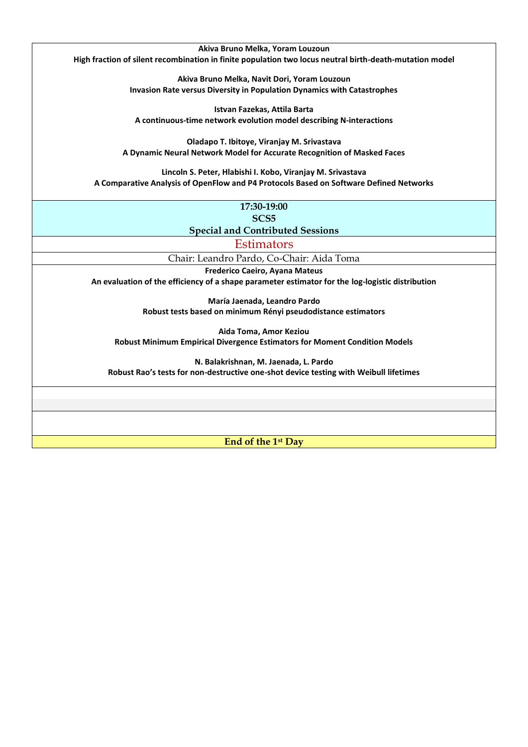**Akiva Bruno Melka, Yoram Louzoun**
**High fraction of silent recombination in finite population two locus neutral birth-death-mutation model**

**Akiva Bruno Melka, Navit Dori, Yoram Louzoun**
**Invasion Rate versus Diversity in Population Dynamics with Catastrophes**

**Istvan Fazekas, Attila Barta**
**A continuous-time network evolution model describing N-interactions**

**Oladapo T. Ibitoye, Viranjay M. Srivastava**
**A Dynamic Neural Network Model for Accurate Recognition of Masked Faces**

**Lincoln S. Peter, Hlabishi I. Kobo, Viranjay M. Srivastava**
**A Comparative Analysis of OpenFlow and P4 Protocols Based on Software Defined Networks**

## 17:30-19:00
## SCS5
## Special and Contributed Sessions

### Estimators

Chair: Leandro Pardo, Co-Chair: Aida Toma

**Frederico Caeiro, Ayana Mateus**
**An evaluation of the efficiency of a shape parameter estimator for the log-logistic distribution**

**María Jaenada, Leandro Pardo**
**Robust tests based on minimum Rényi pseudodistance estimators**

**Aida Toma, Amor Keziou**
**Robust Minimum Empirical Divergence Estimators for Moment Condition Models**

**N. Balakrishnan, M. Jaenada, L. Pardo**
**Robust Rao's tests for non-destructive one-shot device testing with Weibull lifetimes**

**End of the 1st Day**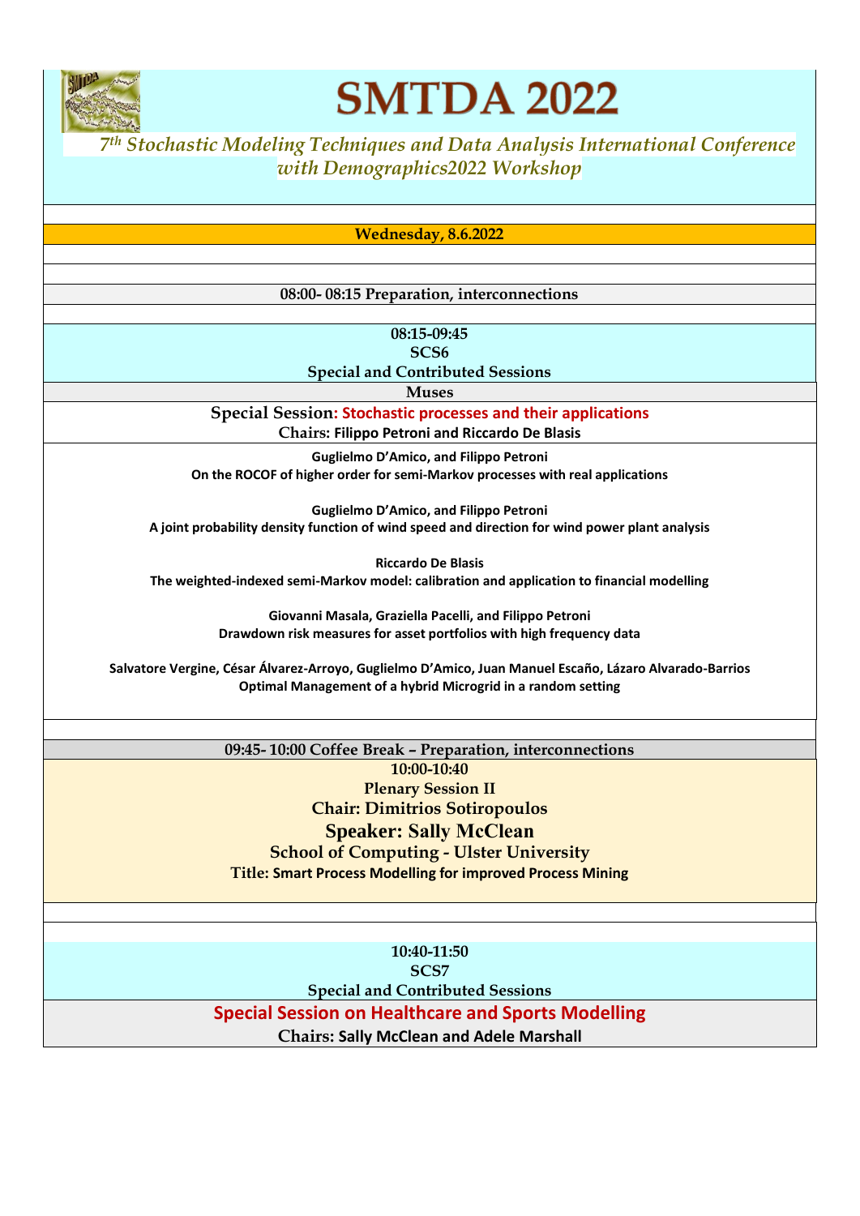# SMTDA 2022

*7th Stochastic Modeling Techniques and Data Analysis International Conference with Demographics2022 Workshop*

**Wednesday, 8.6.2022**

**08:00- 08:15 Preparation, interconnections**

**08:15-09:45**
**SCS6**
**Special and Contributed Sessions**

**Muses**

**Special Session: Stochastic processes and their applications**
**Chairs: Filippo Petroni and Riccardo De Blasis**

**Guglielmo D'Amico, and Filippo Petroni**
**On the ROCOF of higher order for semi-Markov processes with real applications**

**Guglielmo D'Amico, and Filippo Petroni**
**A joint probability density function of wind speed and direction for wind power plant analysis**

**Riccardo De Blasis**
**The weighted-indexed semi-Markov model: calibration and application to financial modelling**

**Giovanni Masala, Graziella Pacelli, and Filippo Petroni**
**Drawdown risk measures for asset portfolios with high frequency data**

**Salvatore Vergine, César Álvarez-Arroyo, Guglielmo D'Amico, Juan Manuel Escaño, Lázaro Alvarado-Barrios**
**Optimal Management of a hybrid Microgrid in a random setting**

**09:45- 10:00 Coffee Break – Preparation, interconnections**

**10:00-10:40**
**Plenary Session II**
**Chair: Dimitrios Sotiropoulos**
**Speaker: Sally McClean**
**School of Computing - Ulster University**
**Title: Smart Process Modelling for improved Process Mining**

**10:40-11:50**
**SCS7**
**Special and Contributed Sessions**

**Special Session on Healthcare and Sports Modelling**
**Chairs: Sally McClean and Adele Marshall**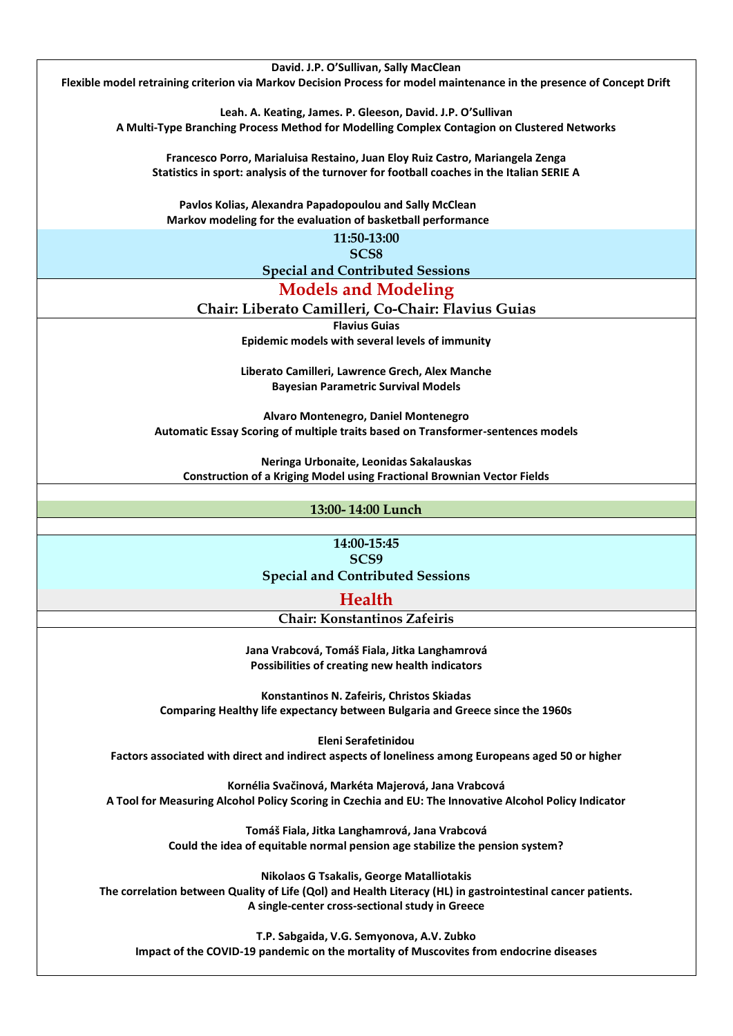**David. J.P. O'Sullivan, Sally MacClean**
**Flexible model retraining criterion via Markov Decision Process for model maintenance in the presence of Concept Drift**

**Leah. A. Keating, James. P. Gleeson, David. J.P. O'Sullivan**
**A Multi-Type Branching Process Method for Modelling Complex Contagion on Clustered Networks**

**Francesco Porro, Marialuisa Restaino, Juan Eloy Ruiz Castro, Mariangela Zenga**
**Statistics in sport: analysis of the turnover for football coaches in the Italian SERIE A**

**Pavlos Kolias, Alexandra Papadopoulou and Sally McClean**
**Markov modeling for the evaluation of basketball performance**

**11:50-13:00**
**SCS8**
**Special and Contributed Sessions**

## Models and Modeling

**Chair: Liberato Camilleri, Co-Chair: Flavius Guias**

**Flavius Guias**
**Epidemic models with several levels of immunity**

**Liberato Camilleri, Lawrence Grech, Alex Manche**
**Bayesian Parametric Survival Models**

**Alvaro Montenegro, Daniel Montenegro**
**Automatic Essay Scoring of multiple traits based on Transformer-sentences models**

**Neringa Urbonaite, Leonidas Sakalauskas**
**Construction of a Kriging Model using Fractional Brownian Vector Fields**

**13:00- 14:00 Lunch**

**14:00-15:45**
**SCS9**
**Special and Contributed Sessions**

## Health

**Chair: Konstantinos Zafeiris**

**Jana Vrabcová, Tomáš Fiala, Jitka Langhamrová**
**Possibilities of creating new health indicators**

**Konstantinos N. Zafeiris, Christos Skiadas**
**Comparing Healthy life expectancy between Bulgaria and Greece since the 1960s**

**Eleni Serafetinidou**
**Factors associated with direct and indirect aspects of loneliness among Europeans aged 50 or higher**

**Kornélia Svačinová, Markéta Majerová, Jana Vrabcová**
**A Tool for Measuring Alcohol Policy Scoring in Czechia and EU: The Innovative Alcohol Policy Indicator**

**Tomáš Fiala, Jitka Langhamrová, Jana Vrabcová**
**Could the idea of equitable normal pension age stabilize the pension system?**

**Nikolaos G Tsakalis, George Matalliotakis**
**The correlation between Quality of Life (Qol) and Health Literacy (HL) in gastrointestinal cancer patients. A single-center cross-sectional study in Greece**

**T.P. Sabgaida, V.G. Semyonova, A.V. Zubko**
**Impact of the COVID-19 pandemic on the mortality of Muscovites from endocrine diseases**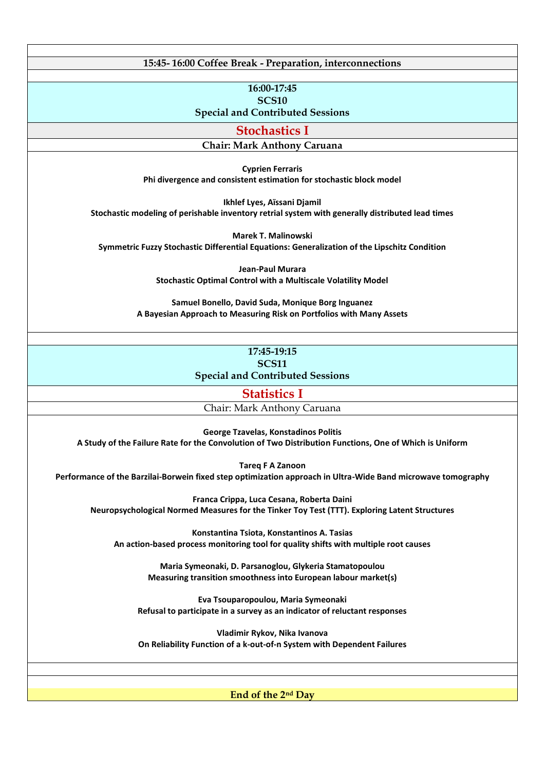**15:45- 16:00 Coffee Break - Preparation, interconnections**

**16:00-17:45**
**SCS10**
**Special and Contributed Sessions**

## Stochastics I

**Chair: Mark Anthony Caruana**

**Cyprien Ferraris**
**Phi divergence and consistent estimation for stochastic block model**

**Ikhlef Lyes, Aïssani Djamil**
**Stochastic modeling of perishable inventory retrial system with generally distributed lead times**

**Marek T. Malinowski**
**Symmetric Fuzzy Stochastic Differential Equations: Generalization of the Lipschitz Condition**

**Jean-Paul Murara**
**Stochastic Optimal Control with a Multiscale Volatility Model**

**Samuel Bonello, David Suda, Monique Borg Inguanez**
**A Bayesian Approach to Measuring Risk on Portfolios with Many Assets**

**17:45-19:15**
**SCS11**
**Special and Contributed Sessions**

## Statistics I

Chair: Mark Anthony Caruana

**George Tzavelas, Konstadinos Politis**
**A Study of the Failure Rate for the Convolution of Two Distribution Functions, One of Which is Uniform**

**Tareq F A Zanoon**
**Performance of the Barzilai-Borwein fixed step optimization approach in Ultra-Wide Band microwave tomography**

**Franca Crippa, Luca Cesana, Roberta Daini**
**Neuropsychological Normed Measures for the Tinker Toy Test (TTT). Exploring Latent Structures**

**Konstantina Tsiota, Konstantinos A. Tasias**
**An action-based process monitoring tool for quality shifts with multiple root causes**

**Maria Symeonaki, D. Parsanoglou, Glykeria Stamatopoulou**
**Measuring transition smoothness into European labour market(s)**

**Eva Tsouparopoulou, Maria Symeonaki**
**Refusal to participate in a survey as an indicator of reluctant responses**

**Vladimir Rykov, Nika Ivanova**
**On Reliability Function of a k-out-of-n System with Dependent Failures**

**End of the 2nd Day**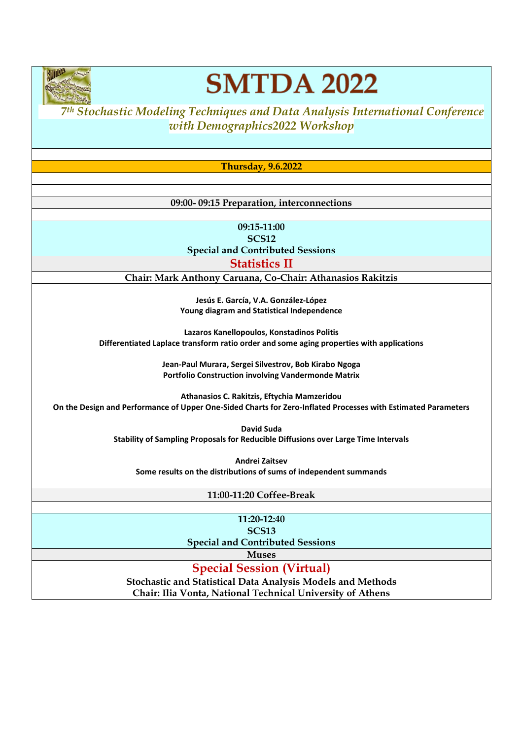# SMTDA 2022

*7th Stochastic Modeling Techniques and Data Analysis International Conference with Demographics2022 Workshop*

**Thursday, 9.6.2022**

**09:00- 09:15 Preparation, interconnections**

**09:15-11:00**
**SCS12**
**Special and Contributed Sessions**

## Statistics II

**Chair: Mark Anthony Caruana, Co-Chair: Athanasios Rakitzis**

**Jesús E. García, V.A. González-López**
**Young diagram and Statistical Independence**

**Lazaros Kanellopoulos, Konstadinos Politis**
**Differentiated Laplace transform ratio order and some aging properties with applications**

**Jean-Paul Murara, Sergei Silvestrov, Bob Kirabo Ngoga**
**Portfolio Construction involving Vandermonde Matrix**

**Athanasios C. Rakitzis, Eftychia Mamzeridou**
**On the Design and Performance of Upper One-Sided Charts for Zero-Inflated Processes with Estimated Parameters**

**David Suda**
**Stability of Sampling Proposals for Reducible Diffusions over Large Time Intervals**

**Andrei Zaitsev**
**Some results on the distributions of sums of independent summands**

**11:00-11:20 Coffee-Break**

**11:20-12:40**
**SCS13**
**Special and Contributed Sessions**

**Muses**

## Special Session (Virtual)

**Stochastic and Statistical Data Analysis Models and Methods**
**Chair: Ilia Vonta, National Technical University of Athens**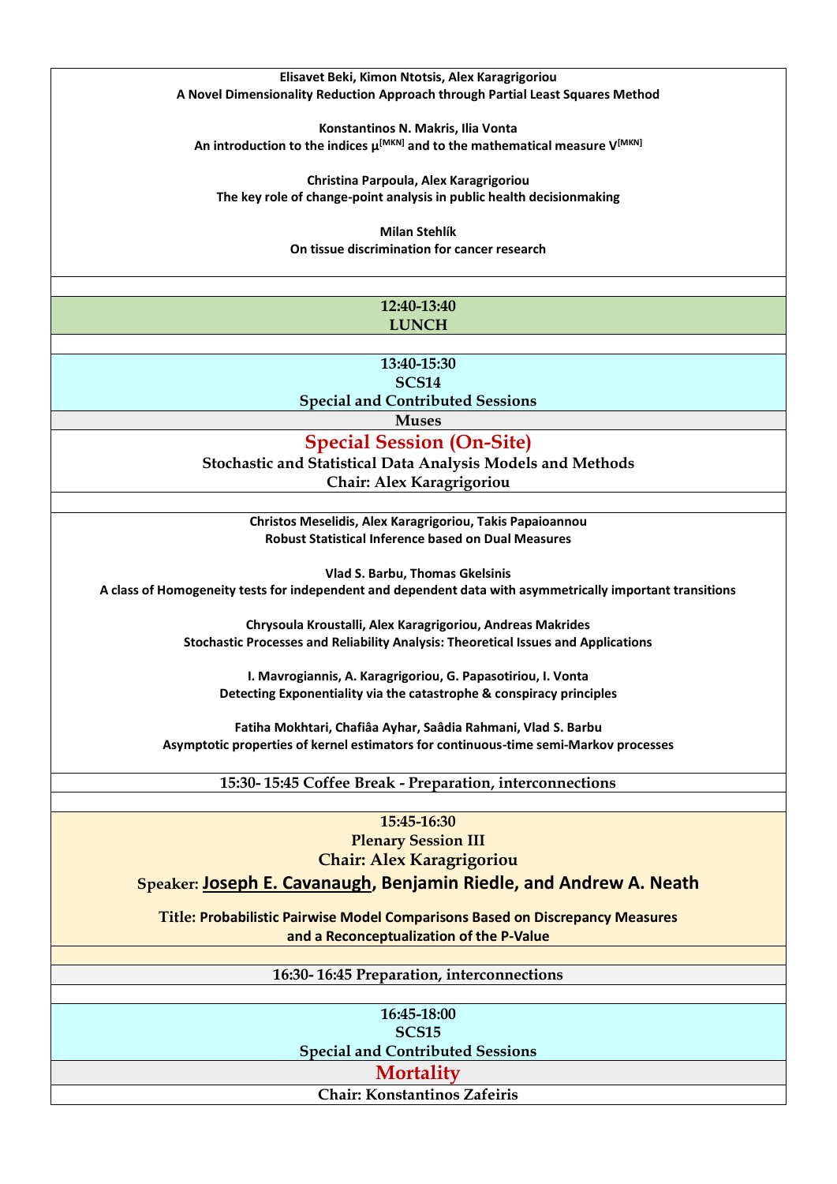**Elisavet Beki, Kimon Ntotsis, Alex Karagrigoriou**
**A Novel Dimensionality Reduction Approach through Partial Least Squares Method**

**Konstantinos N. Makris, Ilia Vonta**
**An introduction to the indices $\mu^{[MKN]}$ and to the mathematical measure $V^{[MKN]}$**

**Christina Parpoula, Alex Karagrigoriou**
**The key role of change-point analysis in public health decisionmaking**

**Milan Stehlík**
**On tissue discrimination for cancer research**

**12:40-13:40**
**LUNCH**

**13:40-15:30**
**SCS14**
**Special and Contributed Sessions**

**Muses**

## Special Session (On-Site)

**Stochastic and Statistical Data Analysis Models and Methods**
**Chair: Alex Karagrigoriou**

**Christos Meselidis, Alex Karagrigoriou, Takis Papaioannou**
**Robust Statistical Inference based on Dual Measures**

**Vlad S. Barbu, Thomas Gkelsinis**
**A class of Homogeneity tests for independent and dependent data with asymmetrically important transitions**

**Chrysoula Kroustalli, Alex Karagrigoriou, Andreas Makrides**
**Stochastic Processes and Reliability Analysis: Theoretical Issues and Applications**

**I. Mavrogiannis, A. Karagrigoriou, G. Papasotiriou, I. Vonta**
**Detecting Exponentiality via the catastrophe & conspiracy principles**

**Fatiha Mokhtari, Chafiâa Ayhar, Saâdia Rahmani, Vlad S. Barbu**
**Asymptotic properties of kernel estimators for continuous-time semi-Markov processes**

**15:30- 15:45 Coffee Break - Preparation, interconnections**

**15:45-16:30**
**Plenary Session III**
**Chair: Alex Karagrigoriou**

**Speaker: Joseph E. Cavanaugh, Benjamin Riedle, and Andrew A. Neath**

**Title: Probabilistic Pairwise Model Comparisons Based on Discrepancy Measures and a Reconceptualization of the P-Value**

**16:30- 16:45 Preparation, interconnections**

**16:45-18:00**
**SCS15**
**Special and Contributed Sessions**

## Mortality

**Chair: Konstantinos Zafeiris**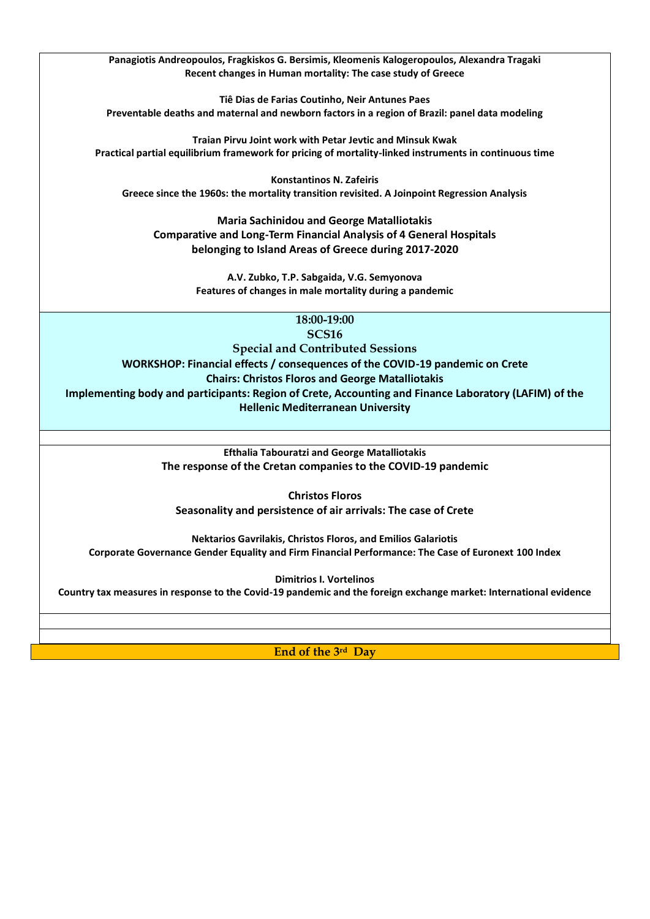**Panagiotis Andreopoulos, Fragkiskos G. Bersimis, Kleomenis Kalogeropoulos, Alexandra Tragaki**
**Recent changes in Human mortality: The case study of Greece**

**Tiê Dias de Farias Coutinho, Neir Antunes Paes**
**Preventable deaths and maternal and newborn factors in a region of Brazil: panel data modeling**

**Traian Pirvu Joint work with Petar Jevtic and Minsuk Kwak**
**Practical partial equilibrium framework for pricing of mortality-linked instruments in continuous time**

**Konstantinos N. Zafeiris**
**Greece since the 1960s: the mortality transition revisited. A Joinpoint Regression Analysis**

**Maria Sachinidou and George Matalliotakis**
**Comparative and Long-Term Financial Analysis of 4 General Hospitals belonging to Island Areas of Greece during 2017-2020**

**A.V. Zubko, T.P. Sabgaida, V.G. Semyonova**
**Features of changes in male mortality during a pandemic**

## 18:00-19:00

## SCS16

### Special and Contributed Sessions

**WORKSHOP: Financial effects / consequences of the COVID-19 pandemic on Crete**
**Chairs: Christos Floros and George Matalliotakis**
**Implementing body and participants: Region of Crete, Accounting and Finance Laboratory (LAFIM) of the Hellenic Mediterranean University**

**Efthalia Tabouratzi and George Matalliotakis**
**The response of the Cretan companies to the COVID-19 pandemic**

**Christos Floros**
**Seasonality and persistence of air arrivals: The case of Crete**

**Nektarios Gavrilakis, Christos Floros, and Emilios Galariotis**
**Corporate Governance Gender Equality and Firm Financial Performance: The Case of Euronext 100 Index**

**Dimitrios I. Vortelinos**
**Country tax measures in response to the Covid-19 pandemic and the foreign exchange market: International evidence**

**End of the 3rd Day**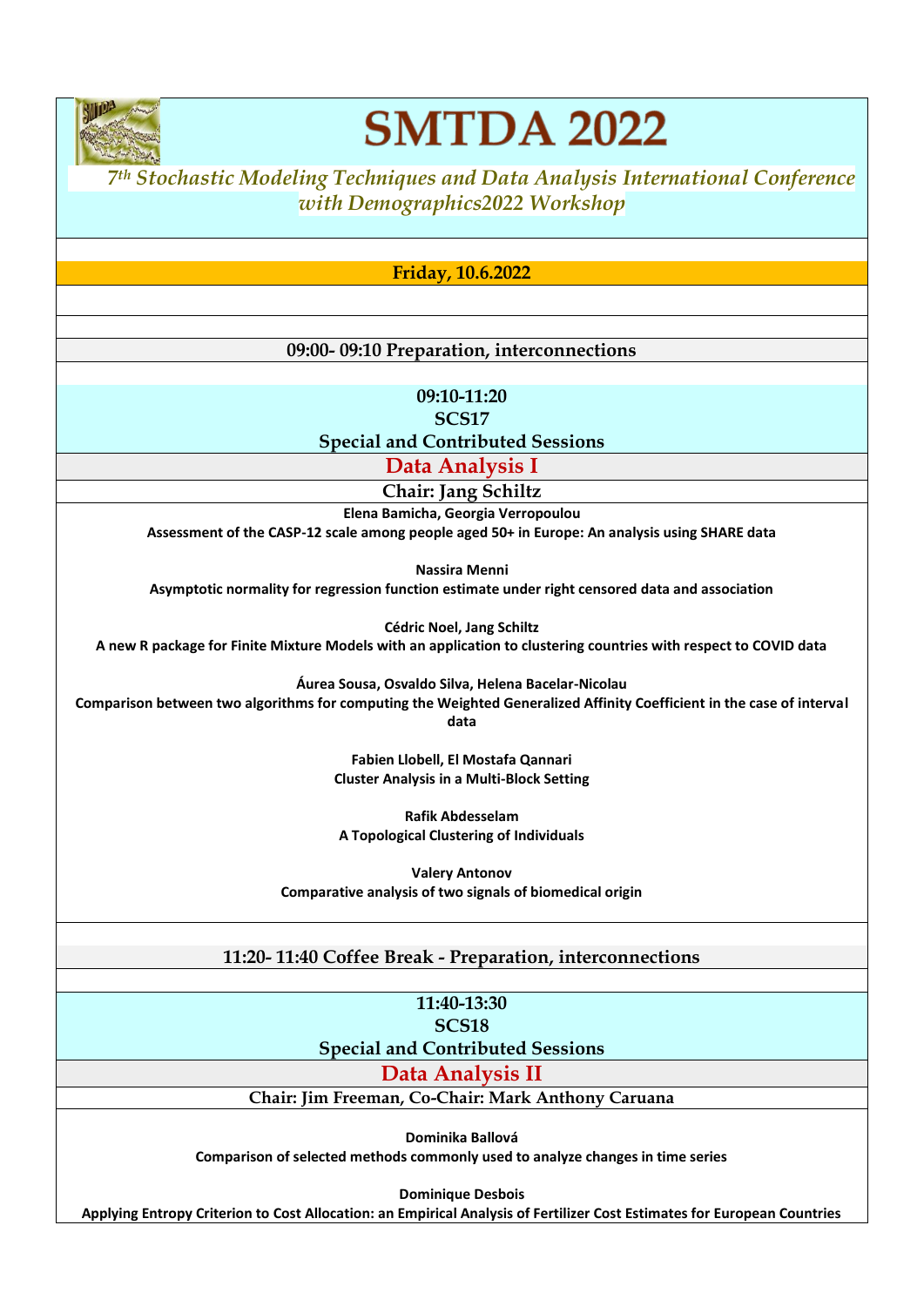# SMTDA 2022

*7th Stochastic Modeling Techniques and Data Analysis International Conference with Demographics2022 Workshop*

**Friday, 10.6.2022**

**09:00- 09:10 Preparation, interconnections**

**09:10-11:20**
**SCS17**
**Special and Contributed Sessions**

## Data Analysis I

**Chair: Jang Schiltz**

**Elena Bamicha, Georgia Verropoulou**
**Assessment of the CASP-12 scale among people aged 50+ in Europe: An analysis using SHARE data**

**Nassira Menni**
**Asymptotic normality for regression function estimate under right censored data and association**

**Cédric Noel, Jang Schiltz**
**A new R package for Finite Mixture Models with an application to clustering countries with respect to COVID data**

**Áurea Sousa, Osvaldo Silva, Helena Bacelar-Nicolau**
**Comparison between two algorithms for computing the Weighted Generalized Affinity Coefficient in the case of interval data**

**Fabien Llobell, El Mostafa Qannari**
**Cluster Analysis in a Multi-Block Setting**

**Rafik Abdesselam**
**A Topological Clustering of Individuals**

**Valery Antonov**
**Comparative analysis of two signals of biomedical origin**

**11:20- 11:40 Coffee Break - Preparation, interconnections**

**11:40-13:30**
**SCS18**
**Special and Contributed Sessions**

## Data Analysis II

**Chair: Jim Freeman, Co-Chair: Mark Anthony Caruana**

**Dominika Ballová**
**Comparison of selected methods commonly used to analyze changes in time series**

**Dominique Desbois**
**Applying Entropy Criterion to Cost Allocation: an Empirical Analysis of Fertilizer Cost Estimates for European Countries**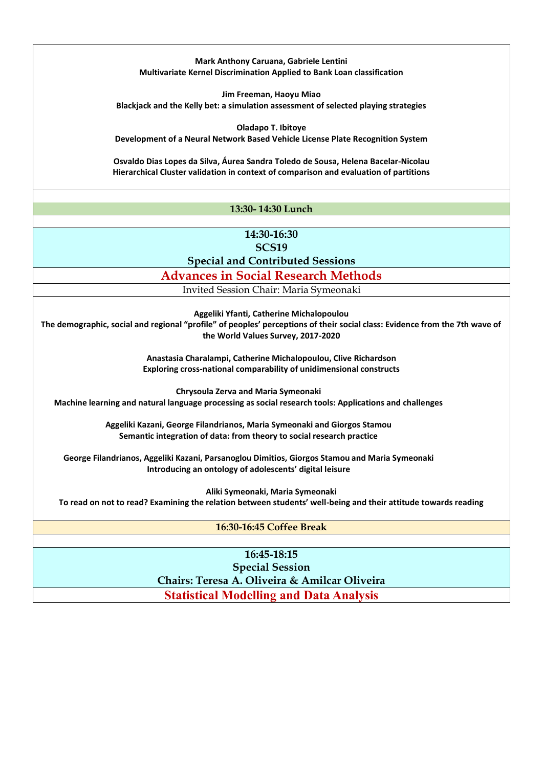**Mark Anthony Caruana, Gabriele Lentini**
**Multivariate Kernel Discrimination Applied to Bank Loan classification**

**Jim Freeman, Haoyu Miao**
**Blackjack and the Kelly bet: a simulation assessment of selected playing strategies**

**Oladapo T. Ibitoye**
**Development of a Neural Network Based Vehicle License Plate Recognition System**

**Osvaldo Dias Lopes da Silva, Áurea Sandra Toledo de Sousa, Helena Bacelar-Nicolau**
**Hierarchical Cluster validation in context of comparison and evaluation of partitions**

**13:30- 14:30 Lunch**

**14:30-16:30**
**SCS19**
**Special and Contributed Sessions**

## Advances in Social Research Methods

Invited Session Chair: Maria Symeonaki

**Aggeliki Yfanti, Catherine Michalopoulou**
**The demographic, social and regional "profile" of peoples' perceptions of their social class: Evidence from the 7th wave of the World Values Survey, 2017-2020**

**Anastasia Charalampi, Catherine Michalopoulou, Clive Richardson**
**Exploring cross-national comparability of unidimensional constructs**

**Chrysoula Zerva and Maria Symeonaki**
**Machine learning and natural language processing as social research tools: Applications and challenges**

**Aggeliki Kazani, George Filandrianos, Maria Symeonaki and Giorgos Stamou**
**Semantic integration of data: from theory to social research practice**

**George Filandrianos, Aggeliki Kazani, Parsanoglou Dimitios, Giorgos Stamou and Maria Symeonaki**
**Introducing an ontology of adolescents' digital leisure**

**Aliki Symeonaki, Maria Symeonaki**
**To read on not to read? Examining the relation between students' well-being and their attitude towards reading**

**16:30-16:45 Coffee Break**

**16:45-18:15**
**Special Session**
**Chairs: Teresa A. Oliveira & Amilcar Oliveira**

## Statistical Modelling and Data Analysis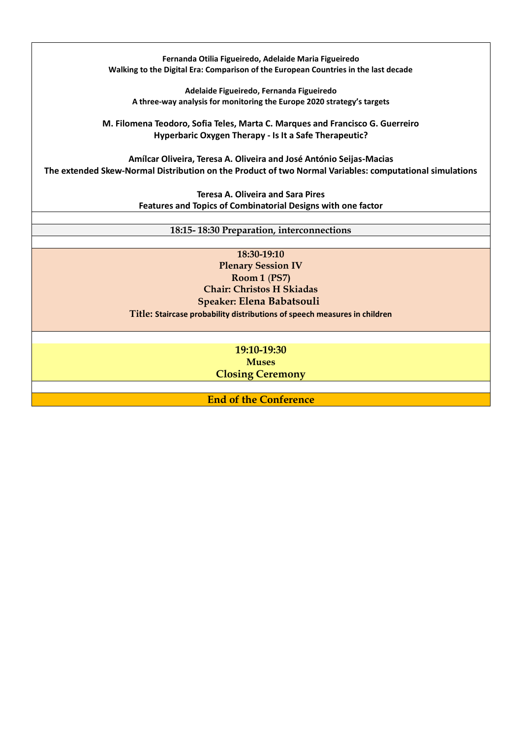**Fernanda Otilia Figueiredo, Adelaide Maria Figueiredo**
**Walking to the Digital Era: Comparison of the European Countries in the last decade**

**Adelaide Figueiredo, Fernanda Figueiredo**
**A three-way analysis for monitoring the Europe 2020 strategy's targets**

**M. Filomena Teodoro, Sofia Teles, Marta C. Marques and Francisco G. Guerreiro**
**Hyperbaric Oxygen Therapy - Is It a Safe Therapeutic?**

**Amílcar Oliveira, Teresa A. Oliveira and José António Seijas-Macias**
**The extended Skew-Normal Distribution on the Product of two Normal Variables: computational simulations**

**Teresa A. Oliveira and Sara Pires**
**Features and Topics of Combinatorial Designs with one factor**

**18:15- 18:30 Preparation, interconnections**

**18:30-19:10**
**Plenary Session IV**
**Room 1 (PS7)**
**Chair: Christos H Skiadas**
**Speaker: Elena Babatsouli**
**Title: Staircase probability distributions of speech measures in children**

**19:10-19:30**
**Muses**
**Closing Ceremony**

**End of the Conference**